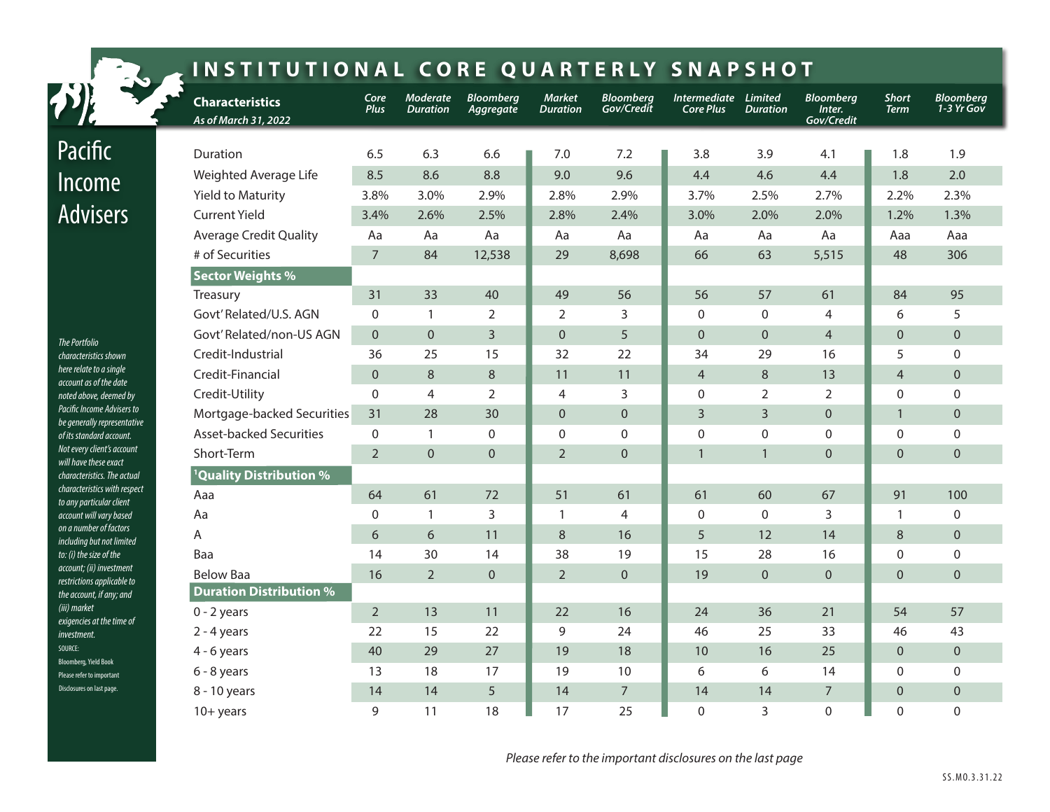# INSTITUTIONAL CORE QUARTERLY SNAPSHOT

Pacific Income Advisers

| Characteristics *As of March 31, 2022* | Core Plus | Moderate Duration | Bloomberg Aggregate | Market Duration | Bloomberg Gov/Credit | Intermediate Core Plus | Limited Duration | Bloomberg Inter. Gov/Credit | Short Term | Bloomberg 1-3 Yr Gov |
|---|---|---|---|---|---|---|---|---|---|---|
| Duration | 6.5 | 6.3 | 6.6 | 7.0 | 7.2 | 3.8 | 3.9 | 4.1 | 1.8 | 1.9 |
| Weighted Average Life | 8.5 | 8.6 | 8.8 | 9.0 | 9.6 | 4.4 | 4.6 | 4.4 | 1.8 | 2.0 |
| Yield to Maturity | 3.8% | 3.0% | 2.9% | 2.8% | 2.9% | 3.7% | 2.5% | 2.7% | 2.2% | 2.3% |
| Current Yield | 3.4% | 2.6% | 2.5% | 2.8% | 2.4% | 3.0% | 2.0% | 2.0% | 1.2% | 1.3% |
| Average Credit Quality | Aa | Aa | Aa | Aa | Aa | Aa | Aa | Aa | Aaa | Aaa |
| # of Securities | 7 | 84 | 12,538 | 29 | 8,698 | 66 | 63 | 5,515 | 48 | 306 |
| **Sector Weights %** | | | | | | | | | | |
| Treasury | 31 | 33 | 40 | 49 | 56 | 56 | 57 | 61 | 84 | 95 |
| Govt' Related/U.S. AGN | 0 | 1 | 2 | 2 | 3 | 0 | 0 | 4 | 6 | 5 |
| Govt' Related/non-US AGN | 0 | 0 | 3 | 0 | 5 | 0 | 0 | 4 | 0 | 0 |
| Credit-Industrial | 36 | 25 | 15 | 32 | 22 | 34 | 29 | 16 | 5 | 0 |
| Credit-Financial | 0 | 8 | 8 | 11 | 11 | 4 | 8 | 13 | 4 | 0 |
| Credit-Utility | 0 | 4 | 2 | 4 | 3 | 0 | 2 | 2 | 0 | 0 |
| Mortgage-backed Securities | 31 | 28 | 30 | 0 | 0 | 3 | 3 | 0 | 1 | 0 |
| Asset-backed Securities | 0 | 1 | 0 | 0 | 0 | 0 | 0 | 0 | 0 | 0 |
| Short-Term | 2 | 0 | 0 | 2 | 0 | 1 | 1 | 0 | 0 | 0 |
| **[1]Quality Distribution %** | | | | | | | | | | |
| Aaa | 64 | 61 | 72 | 51 | 61 | 61 | 60 | 67 | 91 | 100 |
| Aa | 0 | 1 | 3 | 1 | 4 | 0 | 0 | 3 | 1 | 0 |
| A | 6 | 6 | 11 | 8 | 16 | 5 | 12 | 14 | 8 | 0 |
| Baa | 14 | 30 | 14 | 38 | 19 | 15 | 28 | 16 | 0 | 0 |
| Below Baa | 16 | 2 | 0 | 2 | 0 | 19 | 0 | 0 | 0 | 0 |
| **Duration Distribution %** | | | | | | | | | | |
| 0 - 2 years | 2 | 13 | 11 | 22 | 16 | 24 | 36 | 21 | 54 | 57 |
| 2 - 4 years | 22 | 15 | 22 | 9 | 24 | 46 | 25 | 33 | 46 | 43 |
| 4 - 6 years | 40 | 29 | 27 | 19 | 18 | 10 | 16 | 25 | 0 | 0 |
| 6 - 8 years | 13 | 18 | 17 | 19 | 10 | 6 | 6 | 14 | 0 | 0 |
| 8 - 10 years | 14 | 14 | 5 | 14 | 7 | 14 | 14 | 7 | 0 | 0 |
| 10+ years | 9 | 11 | 18 | 17 | 25 | 0 | 3 | 0 | 0 | 0 |

*The Portfolio characteristics shown here relate to a single account as of the date noted above, deemed by Pacific Income Advisers to be generally representative of its standard account. Not every client's account will have these exact characteristics. The actual characteristics with respect to any particular client account will vary based on a number of factors including but not limited to: (i) the size of the account; (ii) investment restrictions applicable to the account, if any; and (iii) market exigencies at the time of investment.*

SOURCE: Bloomberg, Yield Book

Please refer to important Disclosures on last page.

*Please refer to the important disclosures on the last page*

SS.MO.3.31.22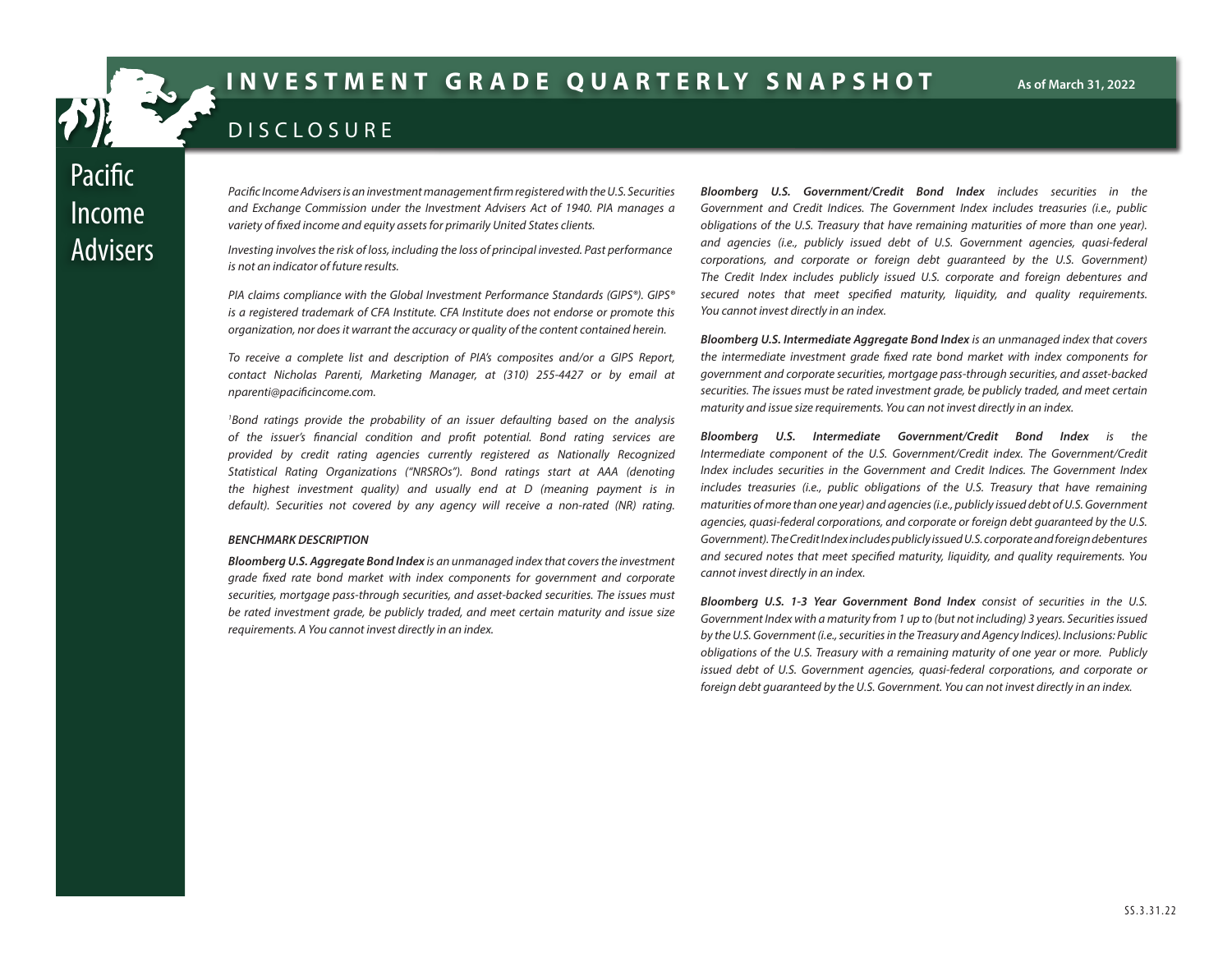# INVESTMENT GRADE QUARTERLY SNAPSHOT

As of March 31, 2022

## DISCLOSURE

Pacific Income Advisers

*Pacific Income Advisers is an investment management firm registered with the U.S. Securities and Exchange Commission under the Investment Advisers Act of 1940. PIA manages a variety of fixed income and equity assets for primarily United States clients.*

*Investing involves the risk of loss, including the loss of principal invested. Past performance is not an indicator of future results.*

*PIA claims compliance with the Global Investment Performance Standards (GIPS®). GIPS® is a registered trademark of CFA Institute. CFA Institute does not endorse or promote this organization, nor does it warrant the accuracy or quality of the content contained herein.*

*To receive a complete list and description of PIA's composites and/or a GIPS Report, contact Nicholas Parenti, Marketing Manager, at (310) 255-4427 or by email at nparenti@pacificincome.com.*

*[1]Bond ratings provide the probability of an issuer defaulting based on the analysis of the issuer's financial condition and profit potential. Bond rating services are provided by credit rating agencies currently registered as Nationally Recognized Statistical Rating Organizations ("NRSROs"). Bond ratings start at AAA (denoting the highest investment quality) and usually end at D (meaning payment is in default). Securities not covered by any agency will receive a non-rated (NR) rating.*

***BENCHMARK DESCRIPTION***

***Bloomberg U.S. Aggregate Bond Index** is an unmanaged index that covers the investment grade fixed rate bond market with index components for government and corporate securities, mortgage pass-through securities, and asset-backed securities. The issues must be rated investment grade, be publicly traded, and meet certain maturity and issue size requirements. A You cannot invest directly in an index.*

***Bloomberg U.S. Government/Credit Bond Index** includes securities in the Government and Credit Indices. The Government Index includes treasuries (i.e., public obligations of the U.S. Treasury that have remaining maturities of more than one year). and agencies (i.e., publicly issued debt of U.S. Government agencies, quasi-federal corporations, and corporate or foreign debt guaranteed by the U.S. Government) The Credit Index includes publicly issued U.S. corporate and foreign debentures and secured notes that meet specified maturity, liquidity, and quality requirements. You cannot invest directly in an index.*

***Bloomberg U.S. Intermediate Aggregate Bond Index** is an unmanaged index that covers the intermediate investment grade fixed rate bond market with index components for government and corporate securities, mortgage pass-through securities, and asset-backed securities. The issues must be rated investment grade, be publicly traded, and meet certain maturity and issue size requirements. You can not invest directly in an index.*

***Bloomberg U.S. Intermediate Government/Credit Bond Index** is the Intermediate component of the U.S. Government/Credit index. The Government/Credit Index includes securities in the Government and Credit Indices. The Government Index includes treasuries (i.e., public obligations of the U.S. Treasury that have remaining maturities of more than one year) and agencies (i.e., publicly issued debt of U.S. Government agencies, quasi-federal corporations, and corporate or foreign debt guaranteed by the U.S. Government). The Credit Index includes publicly issued U.S. corporate and foreign debentures and secured notes that meet specified maturity, liquidity, and quality requirements. You cannot invest directly in an index.*

***Bloomberg U.S. 1-3 Year Government Bond Index** consist of securities in the U.S. Government Index with a maturity from 1 up to (but not including) 3 years. Securities issued by the U.S. Government (i.e., securities in the Treasury and Agency Indices). Inclusions: Public obligations of the U.S. Treasury with a remaining maturity of one year or more. Publicly issued debt of U.S. Government agencies, quasi-federal corporations, and corporate or foreign debt guaranteed by the U.S. Government. You can not invest directly in an index.*

SS.3.31.22